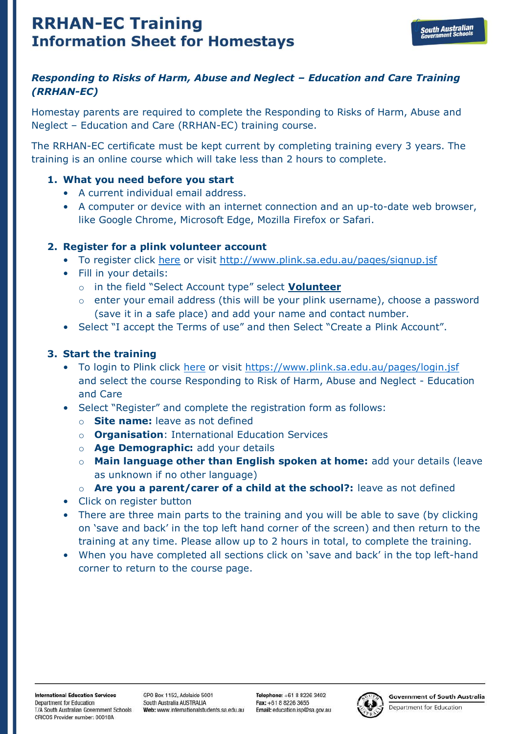# RRHAN-EC Training
## Information Sheet for Homestays

***Responding to Risks of Harm, Abuse and Neglect – Education and Care Training (RRHAN-EC)***

Homestay parents are required to complete the Responding to Risks of Harm, Abuse and Neglect – Education and Care (RRHAN-EC) training course.

The RRHAN-EC certificate must be kept current by completing training every 3 years. The training is an online course which will take less than 2 hours to complete.

1. **What you need before you start**
   - A current individual email address.
   - A computer or device with an internet connection and an up-to-date web browser, like Google Chrome, Microsoft Edge, Mozilla Firefox or Safari.

2. **Register for a plink volunteer account**
   - To register click here or visit http://www.plink.sa.edu.au/pages/signup.jsf
   - Fill in your details:
     - in the field "Select Account type" select **Volunteer**
     - enter your email address (this will be your plink username), choose a password (save it in a safe place) and add your name and contact number.
   - Select "I accept the Terms of use" and then Select "Create a Plink Account".

3. **Start the training**
   - To login to Plink click here or visit https://www.plink.sa.edu.au/pages/login.jsf and select the course Responding to Risk of Harm, Abuse and Neglect - Education and Care
   - Select "Register" and complete the registration form as follows:
     - **Site name:** leave as not defined
     - **Organisation**: International Education Services
     - **Age Demographic:** add your details
     - **Main language other than English spoken at home:** add your details (leave as unknown if no other language)
     - **Are you a parent/carer of a child at the school?:** leave as not defined
   - Click on register button
   - There are three main parts to the training and you will be able to save (by clicking on 'save and back' in the top left hand corner of the screen) and then return to the training at any time. Please allow up to 2 hours in total, to complete the training.
   - When you have completed all sections click on 'save and back' in the top left-hand corner to return to the course page.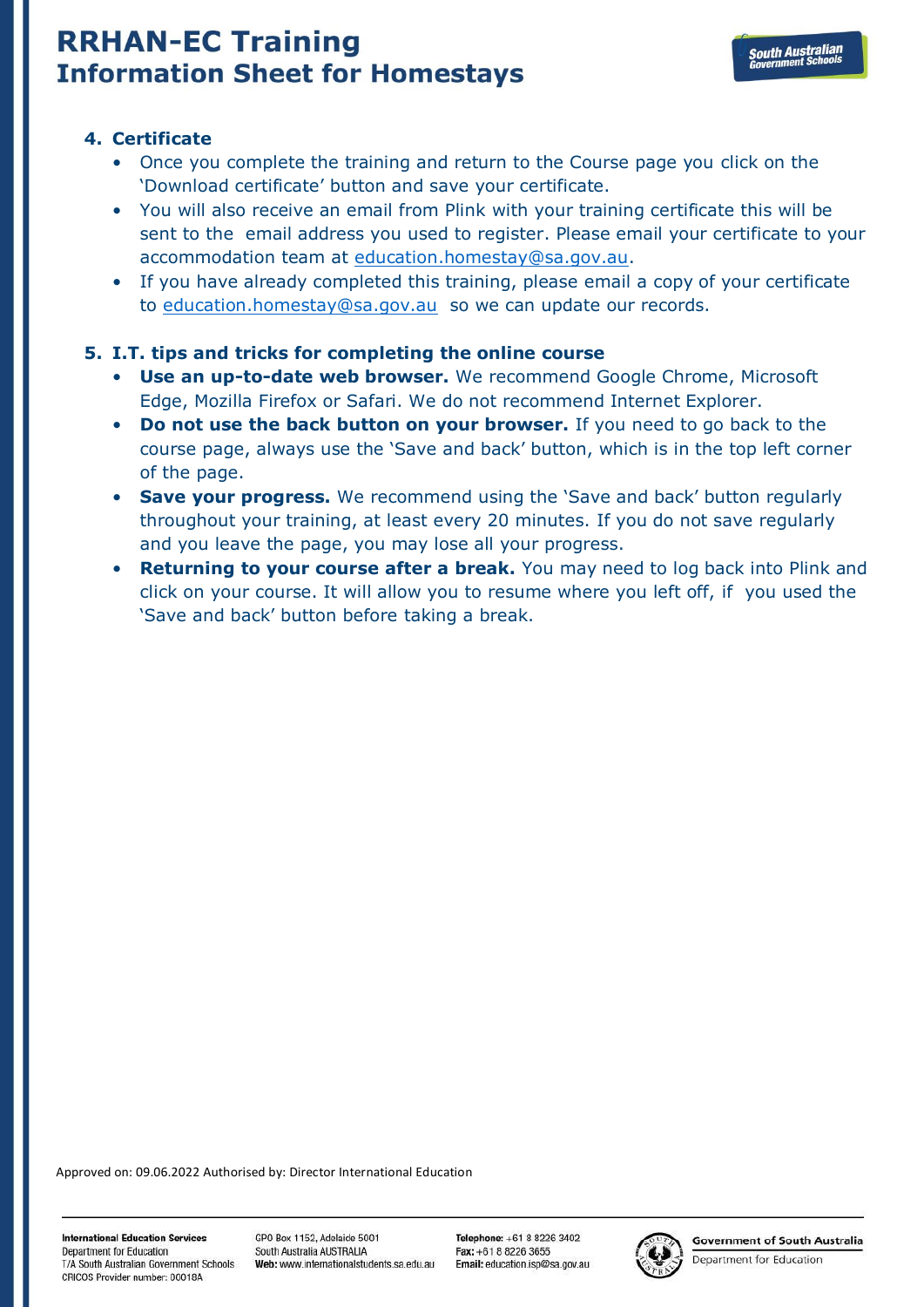### 4. Certificate

- Once you complete the training and return to the Course page you click on the 'Download certificate' button and save your certificate.
- You will also receive an email from Plink with your training certificate this will be sent to the email address you used to register. Please email your certificate to your accommodation team at education.homestay@sa.gov.au.
- If you have already completed this training, please email a copy of your certificate to education.homestay@sa.gov.au so we can update our records.

### 5. I.T. tips and tricks for completing the online course

- **Use an up-to-date web browser.** We recommend Google Chrome, Microsoft Edge, Mozilla Firefox or Safari. We do not recommend Internet Explorer.
- **Do not use the back button on your browser.** If you need to go back to the course page, always use the 'Save and back' button, which is in the top left corner of the page.
- **Save your progress.** We recommend using the 'Save and back' button regularly throughout your training, at least every 20 minutes. If you do not save regularly and you leave the page, you may lose all your progress.
- **Returning to your course after a break.** You may need to log back into Plink and click on your course. It will allow you to resume where you left off, if you used the 'Save and back' button before taking a break.

Approved on: 09.06.2022 Authorised by: Director International Education